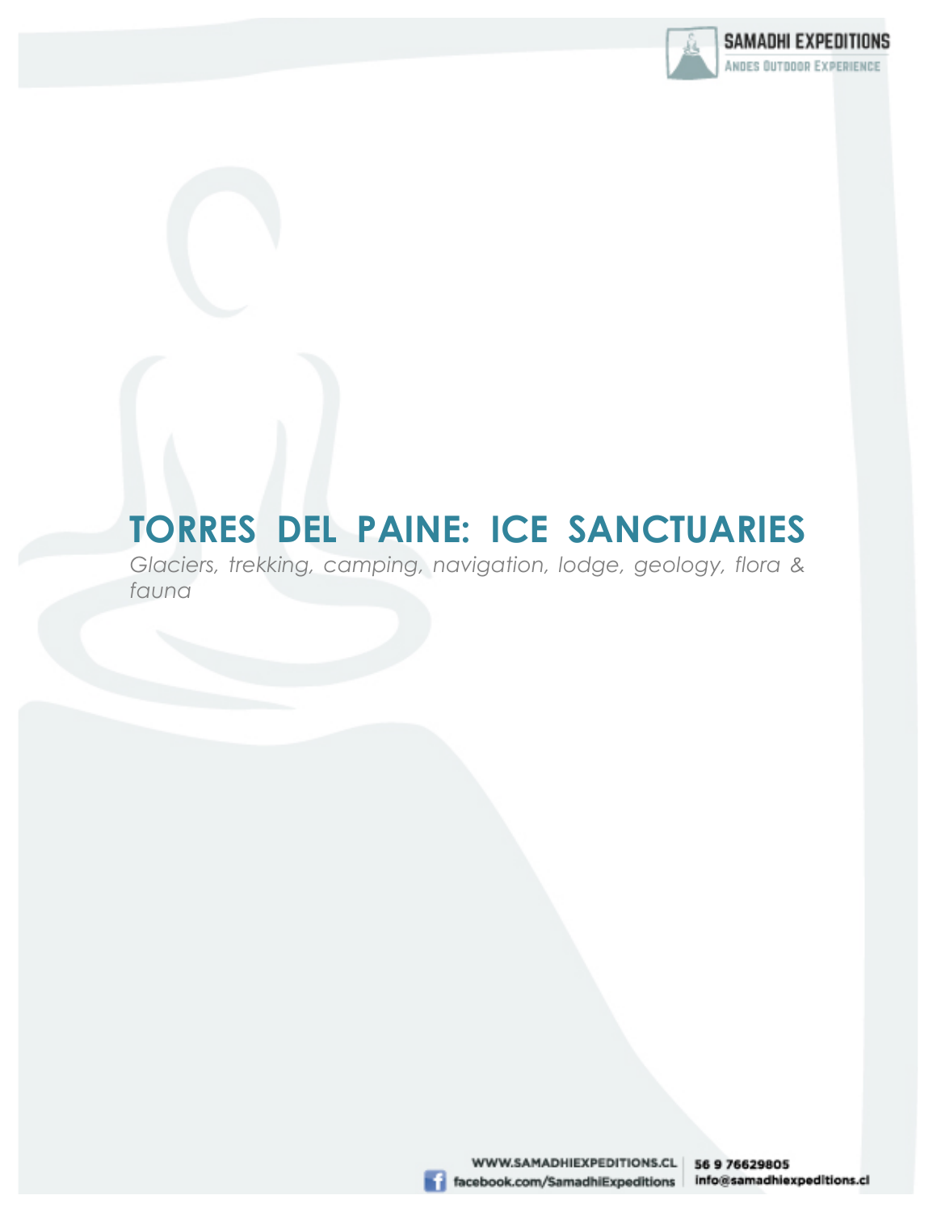# TORRES DEL PAINE: ICE SANCTUARIES

*Glaciers, trekking, camping, navigation, lodge, geology, flora & fauna*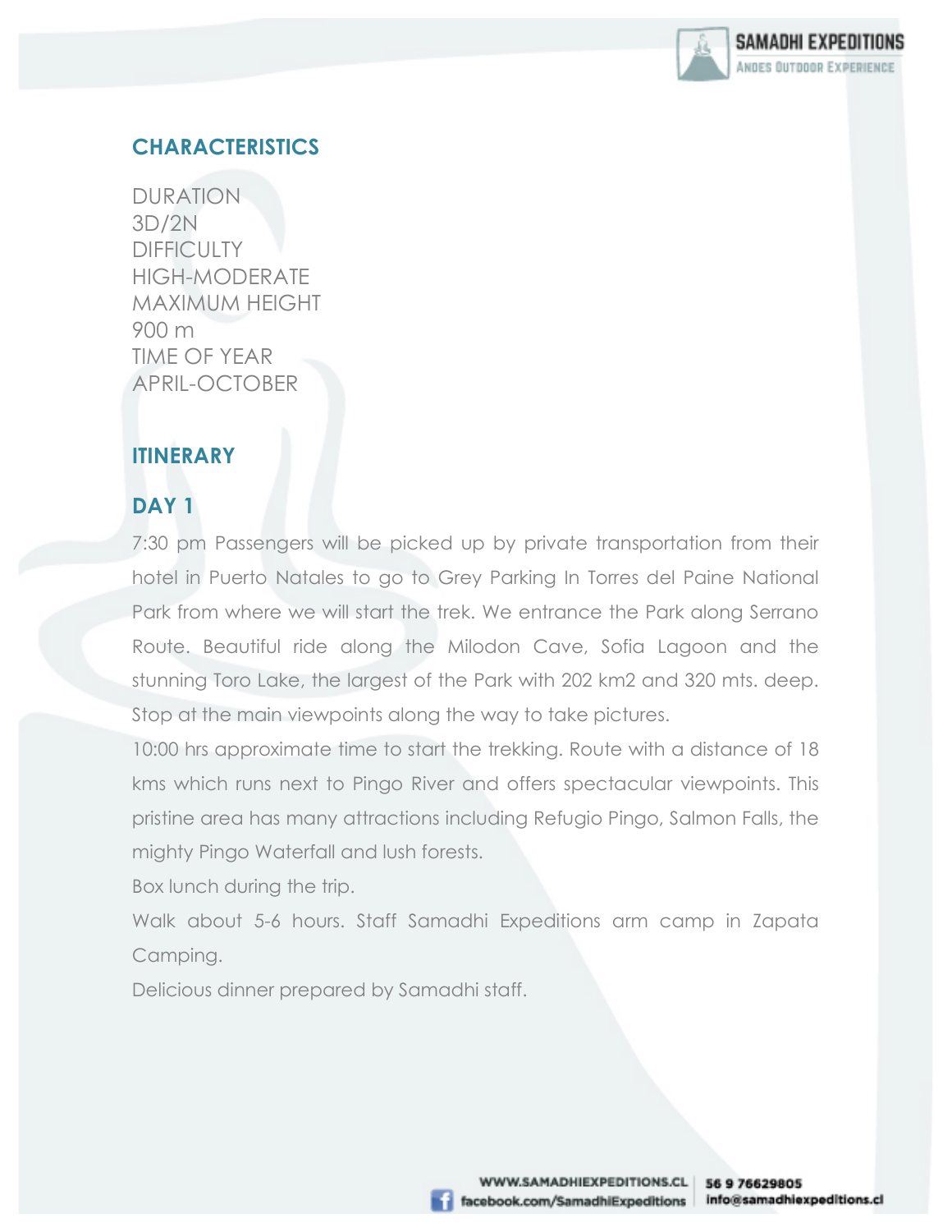## CHARACTERISTICS

DURATION
3D/2N
DIFFICULTY
HIGH-MODERATE
MAXIMUM HEIGHT
900 m
TIME OF YEAR
APRIL-OCTOBER

## ITINERARY

## DAY 1

7:30 pm Passengers will be picked up by private transportation from their hotel in Puerto Natales to go to Grey Parking In Torres del Paine National Park from where we will start the trek. We entrance the Park along Serrano Route. Beautiful ride along the Milodon Cave, Sofia Lagoon and the stunning Toro Lake, the largest of the Park with 202 km2 and 320 mts. deep. Stop at the main viewpoints along the way to take pictures.

10:00 hrs approximate time to start the trekking. Route with a distance of 18 kms which runs next to Pingo River and offers spectacular viewpoints. This pristine area has many attractions including Refugio Pingo, Salmon Falls, the mighty Pingo Waterfall and lush forests.

Box lunch during the trip.

Walk about 5-6 hours. Staff Samadhi Expeditions arm camp in Zapata Camping.

Delicious dinner prepared by Samadhi staff.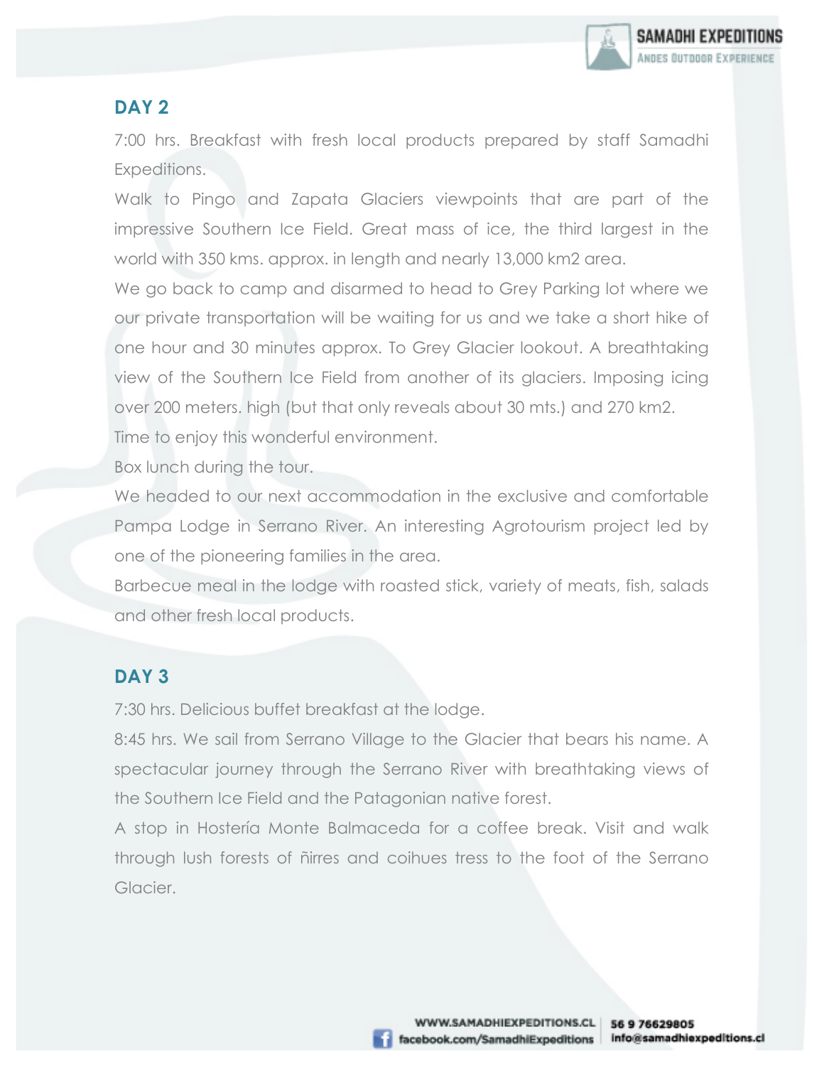## DAY 2

7:00 hrs. Breakfast with fresh local products prepared by staff Samadhi Expeditions.

Walk to Pingo and Zapata Glaciers viewpoints that are part of the impressive Southern Ice Field. Great mass of ice, the third largest in the world with 350 kms. approx. in length and nearly 13,000 km2 area.

We go back to camp and disarmed to head to Grey Parking lot where we our private transportation will be waiting for us and we take a short hike of one hour and 30 minutes approx. To Grey Glacier lookout. A breathtaking view of the Southern Ice Field from another of its glaciers. Imposing icing over 200 meters. high (but that only reveals about 30 mts.) and 270 km2.

Time to enjoy this wonderful environment.

Box lunch during the tour.

We headed to our next accommodation in the exclusive and comfortable Pampa Lodge in Serrano River. An interesting Agrotourism project led by one of the pioneering families in the area.

Barbecue meal in the lodge with roasted stick, variety of meats, fish, salads and other fresh local products.

## DAY 3

7:30 hrs. Delicious buffet breakfast at the lodge.

8:45 hrs. We sail from Serrano Village to the Glacier that bears his name. A spectacular journey through the Serrano River with breathtaking views of the Southern Ice Field and the Patagonian native forest.

A stop in Hostería Monte Balmaceda for a coffee break. Visit and walk through lush forests of ñirres and coihues tress to the foot of the Serrano Glacier.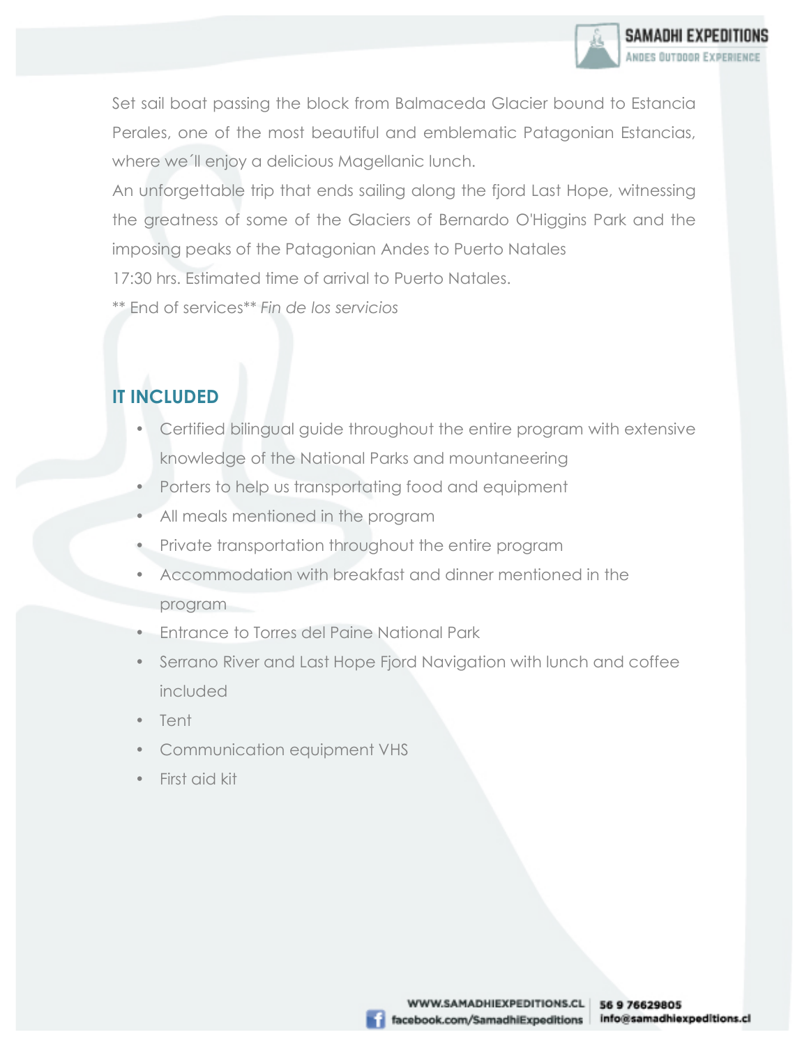Set sail boat passing the block from Balmaceda Glacier bound to Estancia Perales, one of the most beautiful and emblematic Patagonian Estancias, where we´ll enjoy a delicious Magellanic lunch.

An unforgettable trip that ends sailing along the fjord Last Hope, witnessing the greatness of some of the Glaciers of Bernardo O'Higgins Park and the imposing peaks of the Patagonian Andes to Puerto Natales

17:30 hrs. Estimated time of arrival to Puerto Natales.

** End of services** *Fin de los servicios*

## IT INCLUDED

- Certified bilingual guide throughout the entire program with extensive knowledge of the National Parks and mountaneering
- Porters to help us transportating food and equipment
- All meals mentioned in the program
- Private transportation throughout the entire program
- Accommodation with breakfast and dinner mentioned in the program
- Entrance to Torres del Paine National Park
- Serrano River and Last Hope Fjord Navigation with lunch and coffee included
- Tent
- Communication equipment VHS
- First aid kit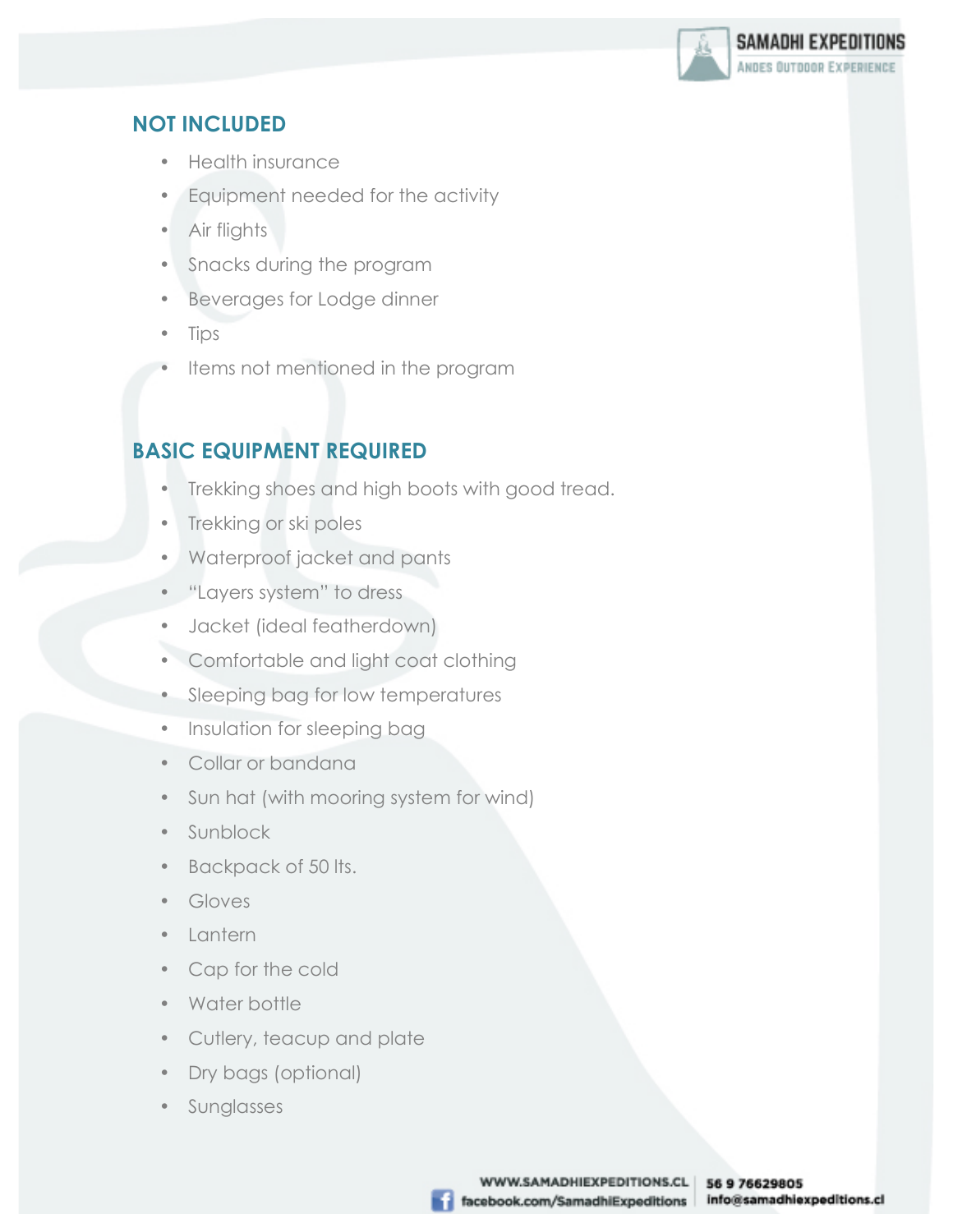## NOT INCLUDED

- Health insurance
- Equipment needed for the activity
- Air flights
- Snacks during the program
- Beverages for Lodge dinner
- Tips
- Items not mentioned in the program

## BASIC EQUIPMENT REQUIRED

- Trekking shoes and high boots with good tread.
- Trekking or ski poles
- Waterproof jacket and pants
- "Layers system" to dress
- Jacket (ideal featherdown)
- Comfortable and light coat clothing
- Sleeping bag for low temperatures
- Insulation for sleeping bag
- Collar or bandana
- Sun hat (with mooring system for wind)
- Sunblock
- Backpack of 50 lts.
- Gloves
- Lantern
- Cap for the cold
- Water bottle
- Cutlery, teacup and plate
- Dry bags (optional)
- Sunglasses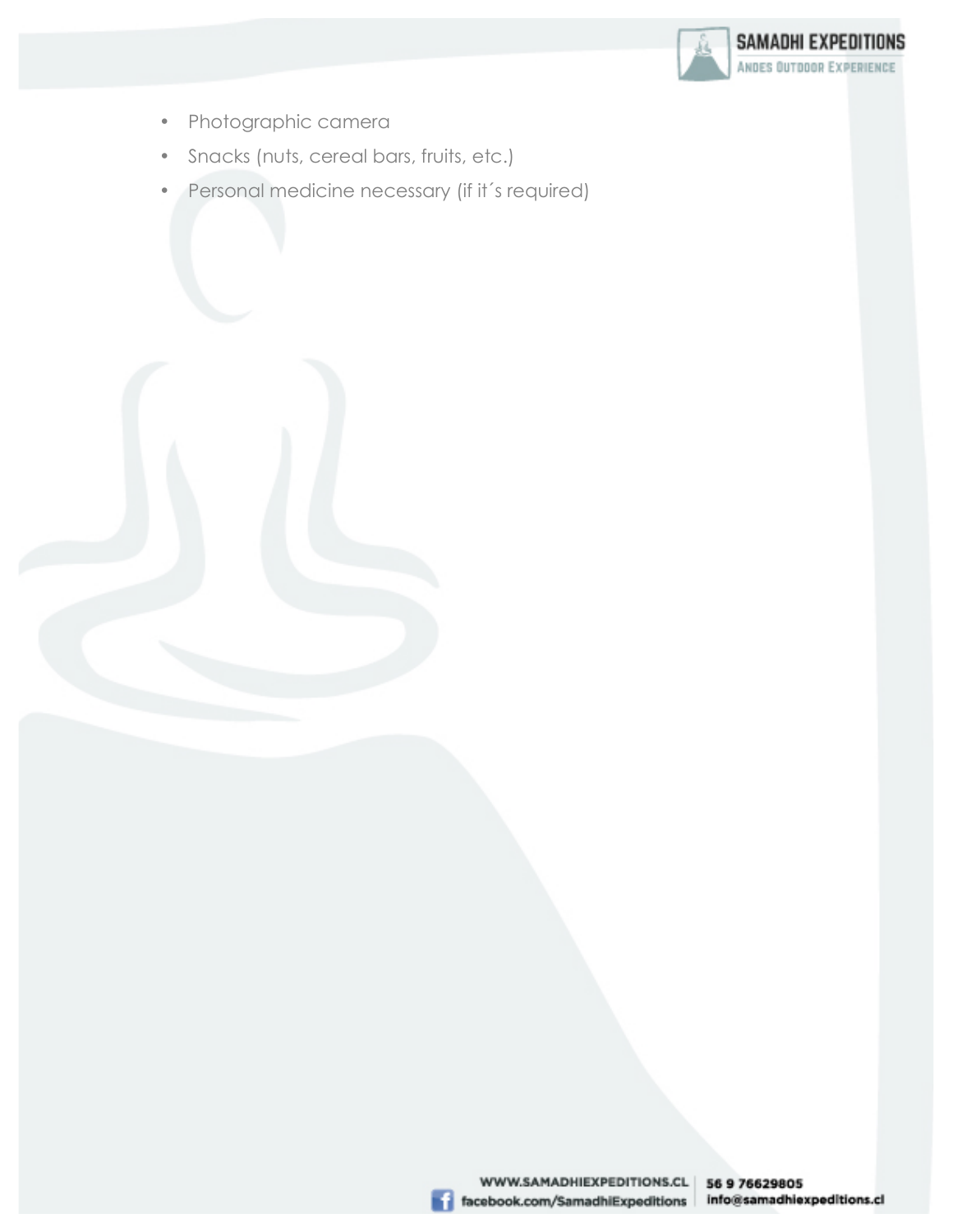- Photographic camera
- Snacks (nuts, cereal bars, fruits, etc.)
- Personal medicine necessary (if it´s required)